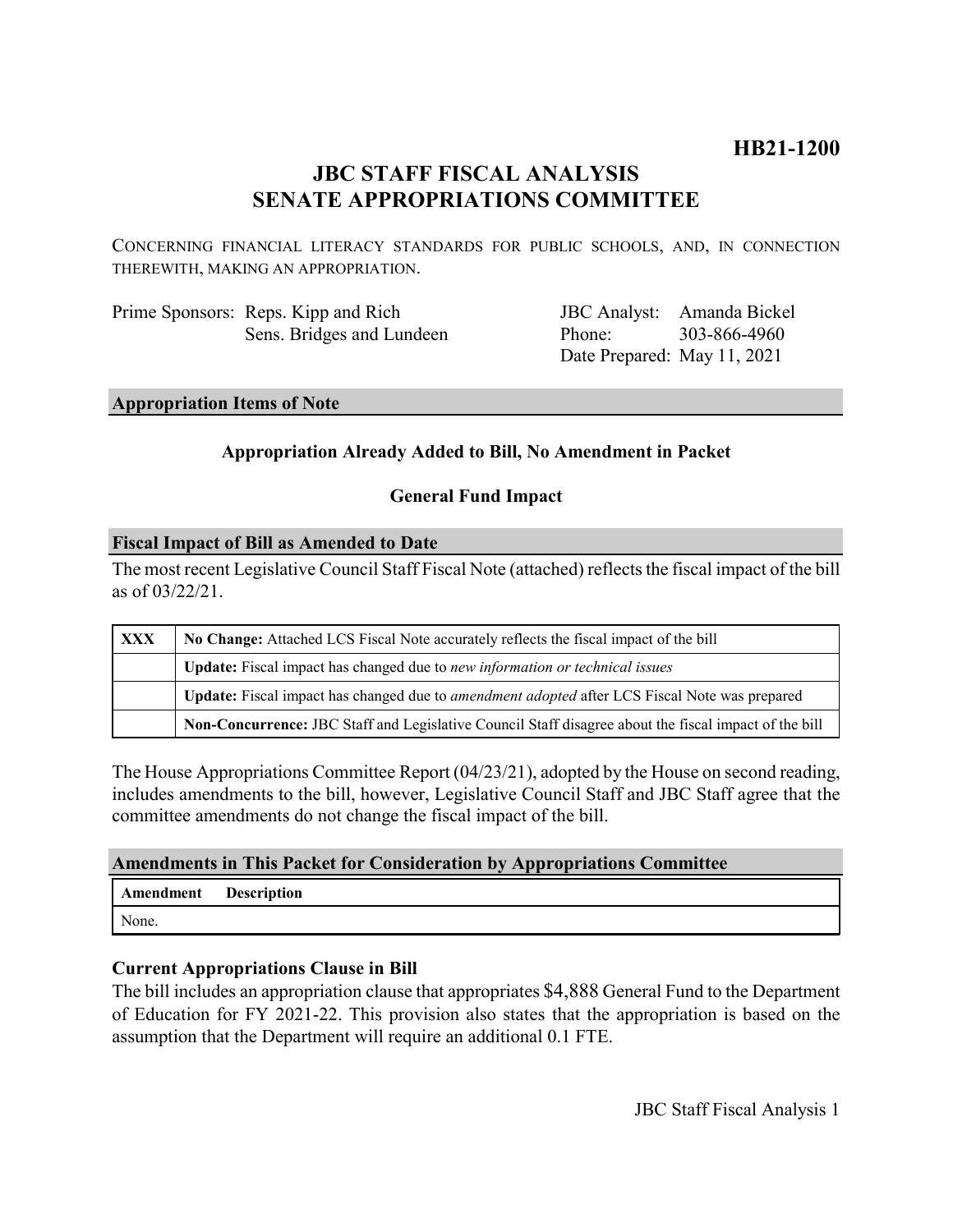**HB21-1200**

# JBC STAFF FISCAL ANALYSIS
# SENATE APPROPRIATIONS COMMITTEE

CONCERNING FINANCIAL LITERACY STANDARDS FOR PUBLIC SCHOOLS, AND, IN CONNECTION THEREWITH, MAKING AN APPROPRIATION.

Prime Sponsors: Reps. Kipp and Rich
Sens. Bridges and Lundeen

JBC Analyst: Amanda Bickel
Phone: 303-866-4960
Date Prepared: May 11, 2021

## Appropriation Items of Note

**Appropriation Already Added to Bill, No Amendment in Packet**

**General Fund Impact**

## Fiscal Impact of Bill as Amended to Date

The most recent Legislative Council Staff Fiscal Note (attached) reflects the fiscal impact of the bill as of 03/22/21.

| | |
|---|---|
| **XXX** | **No Change:** Attached LCS Fiscal Note accurately reflects the fiscal impact of the bill |
| | **Update:** Fiscal impact has changed due to *new information or technical issues* |
| | **Update:** Fiscal impact has changed due to *amendment adopted* after LCS Fiscal Note was prepared |
| | **Non-Concurrence:** JBC Staff and Legislative Council Staff disagree about the fiscal impact of the bill |

The House Appropriations Committee Report (04/23/21), adopted by the House on second reading, includes amendments to the bill, however, Legislative Council Staff and JBC Staff agree that the committee amendments do not change the fiscal impact of the bill.

## Amendments in This Packet for Consideration by Appropriations Committee

| Amendment | Description |
|---|---|
| None. | |

### Current Appropriations Clause in Bill

The bill includes an appropriation clause that appropriates $4,888 General Fund to the Department of Education for FY 2021-22. This provision also states that the appropriation is based on the assumption that the Department will require an additional 0.1 FTE.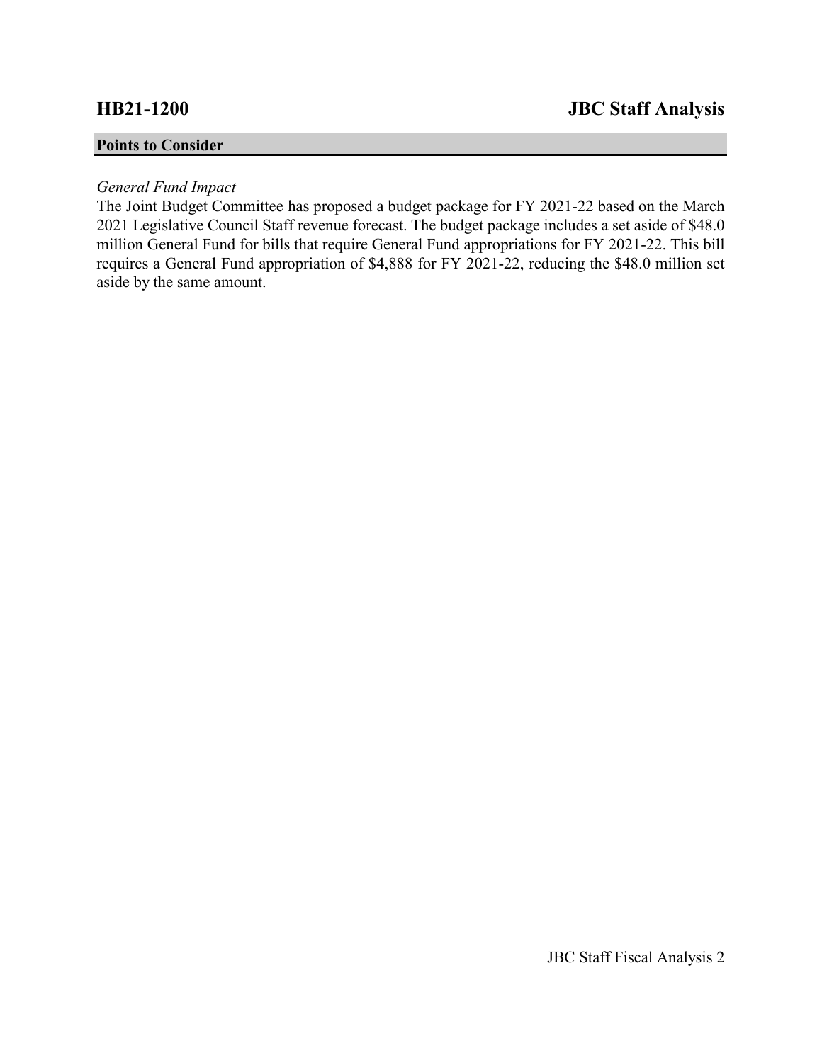## Points to Consider

*General Fund Impact*

The Joint Budget Committee has proposed a budget package for FY 2021-22 based on the March 2021 Legislative Council Staff revenue forecast. The budget package includes a set aside of $48.0 million General Fund for bills that require General Fund appropriations for FY 2021-22. This bill requires a General Fund appropriation of $4,888 for FY 2021-22, reducing the $48.0 million set aside by the same amount.